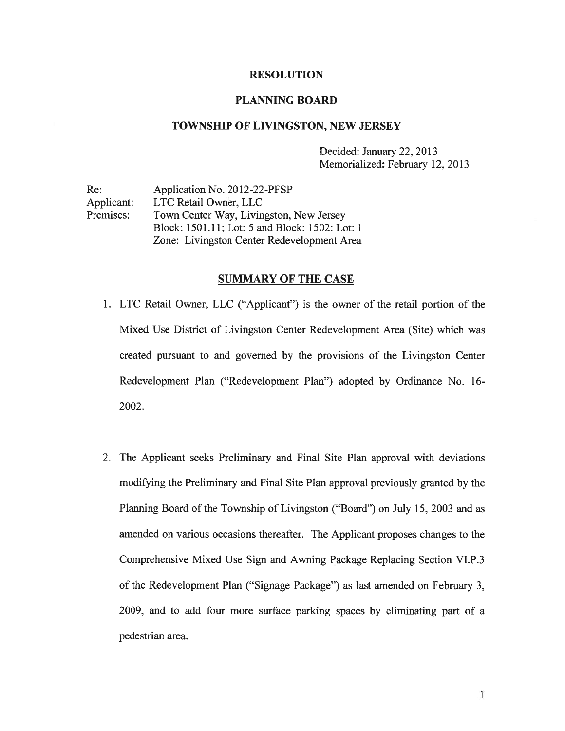# RESOLUTION

## PLANNING BOARD

## TOWNSHIP OF LIVINGSTON, NEW JERSEY

Decided: January 22, 2013
Memorialized: February 12, 2013

Re: Application No. 2012-22-PFSP
Applicant: LTC Retail Owner, LLC
Premises: Town Center Way, Livingston, New Jersey
Block: 1501.11; Lot: 5 and Block: 1502: Lot: 1
Zone: Livingston Center Redevelopment Area

## SUMMARY OF THE CASE

1. LTC Retail Owner, LLC ("Applicant") is the owner of the retail portion of the Mixed Use District of Livingston Center Redevelopment Area (Site) which was created pursuant to and governed by the provisions of the Livingston Center Redevelopment Plan ("Redevelopment Plan") adopted by Ordinance No. 16-2002.

2. The Applicant seeks Preliminary and Final Site Plan approval with deviations modifying the Preliminary and Final Site Plan approval previously granted by the Planning Board of the Township of Livingston ("Board") on July 15, 2003 and as amended on various occasions thereafter. The Applicant proposes changes to the Comprehensive Mixed Use Sign and Awning Package Replacing Section VI.P.3 of the Redevelopment Plan ("Signage Package") as last amended on February 3, 2009, and to add four more surface parking spaces by eliminating part of a pedestrian area.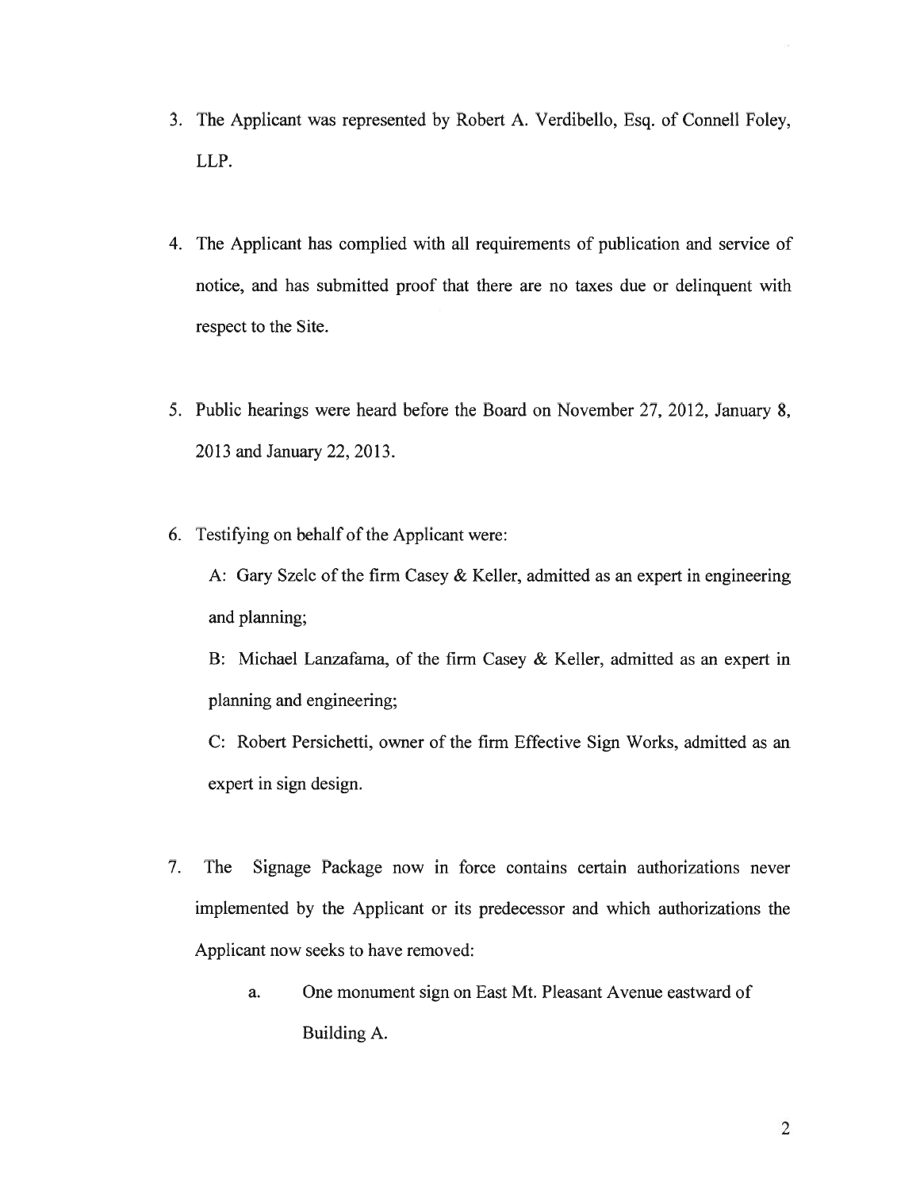3. The Applicant was represented by Robert A. Verdibello, Esq. of Connell Foley, LLP.

4. The Applicant has complied with all requirements of publication and service of notice, and has submitted proof that there are no taxes due or delinquent with respect to the Site.

5. Public hearings were heard before the Board on November 27, 2012, January 8, 2013 and January 22, 2013.

6. Testifying on behalf of the Applicant were:

   A: Gary Szelc of the firm Casey & Keller, admitted as an expert in engineering and planning;

   B: Michael Lanzafama, of the firm Casey & Keller, admitted as an expert in planning and engineering;

   C: Robert Persichetti, owner of the firm Effective Sign Works, admitted as an expert in sign design.

7. The Signage Package now in force contains certain authorizations never implemented by the Applicant or its predecessor and which authorizations the Applicant now seeks to have removed:

   a. One monument sign on East Mt. Pleasant Avenue eastward of Building A.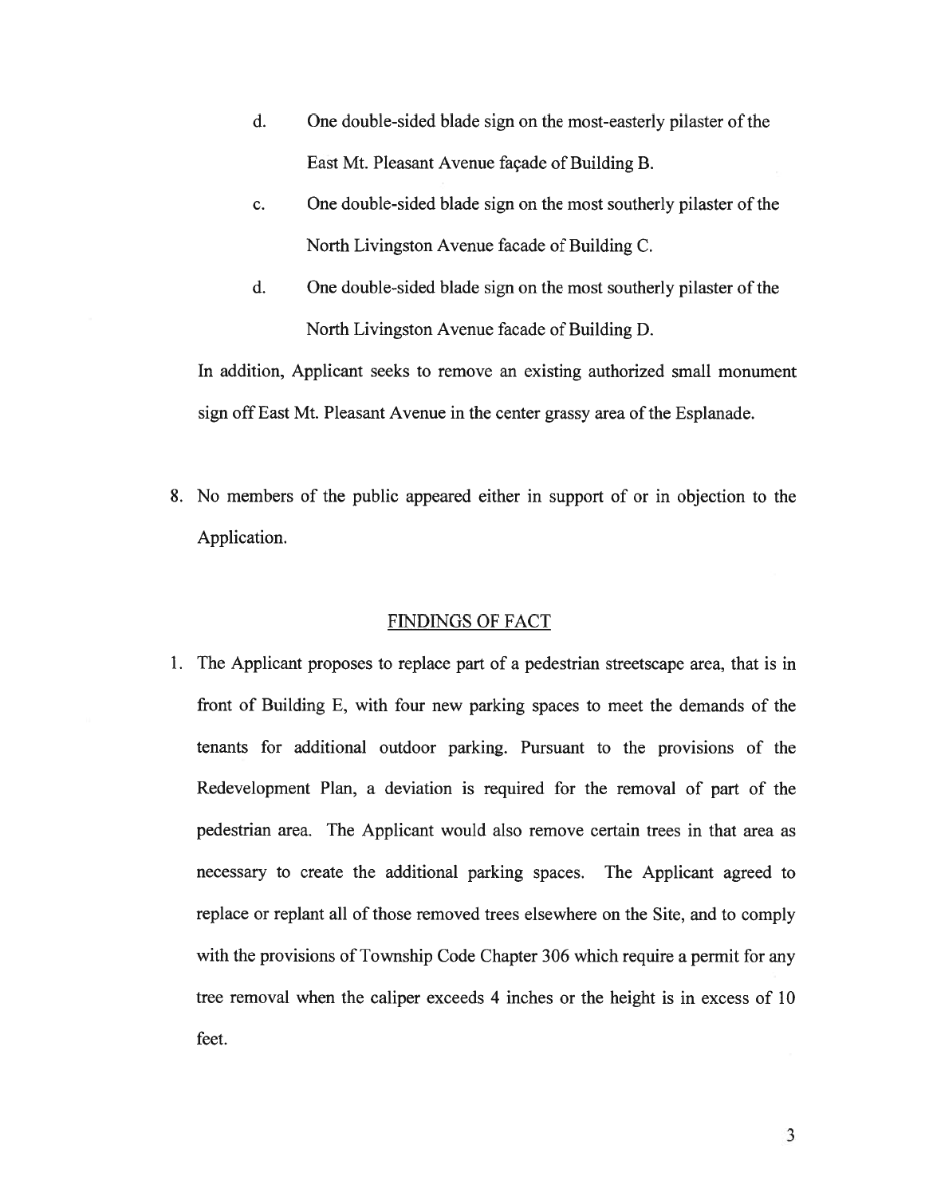d. One double-sided blade sign on the most-easterly pilaster of the East Mt. Pleasant Avenue façade of Building B.

c. One double-sided blade sign on the most southerly pilaster of the North Livingston Avenue facade of Building C.

d. One double-sided blade sign on the most southerly pilaster of the North Livingston Avenue facade of Building D.

In addition, Applicant seeks to remove an existing authorized small monument sign off East Mt. Pleasant Avenue in the center grassy area of the Esplanade.

8. No members of the public appeared either in support of or in objection to the Application.

## FINDINGS OF FACT

1. The Applicant proposes to replace part of a pedestrian streetscape area, that is in front of Building E, with four new parking spaces to meet the demands of the tenants for additional outdoor parking. Pursuant to the provisions of the Redevelopment Plan, a deviation is required for the removal of part of the pedestrian area. The Applicant would also remove certain trees in that area as necessary to create the additional parking spaces. The Applicant agreed to replace or replant all of those removed trees elsewhere on the Site, and to comply with the provisions of Township Code Chapter 306 which require a permit for any tree removal when the caliper exceeds 4 inches or the height is in excess of 10 feet.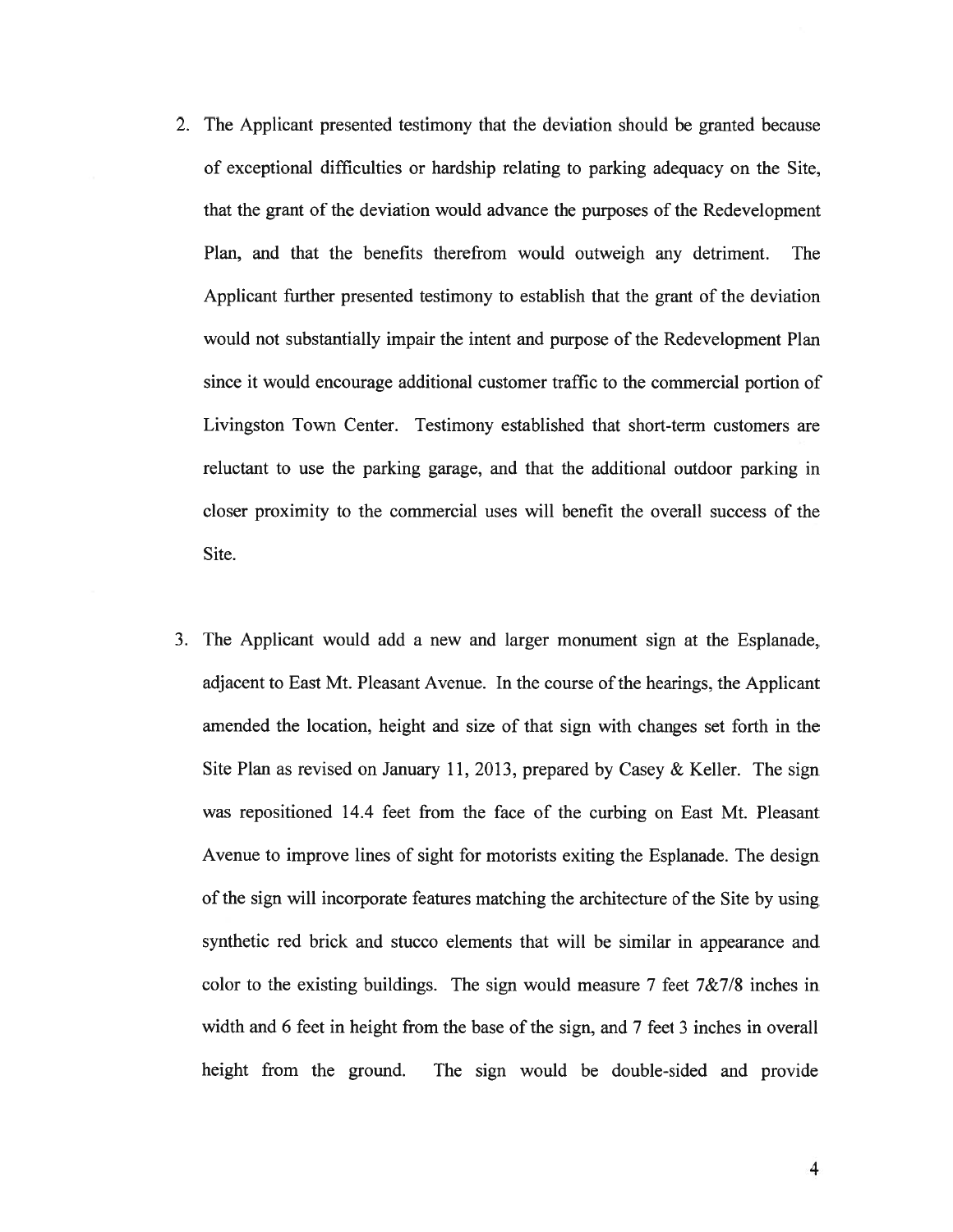2. The Applicant presented testimony that the deviation should be granted because of exceptional difficulties or hardship relating to parking adequacy on the Site, that the grant of the deviation would advance the purposes of the Redevelopment Plan, and that the benefits therefrom would outweigh any detriment. The Applicant further presented testimony to establish that the grant of the deviation would not substantially impair the intent and purpose of the Redevelopment Plan since it would encourage additional customer traffic to the commercial portion of Livingston Town Center. Testimony established that short-term customers are reluctant to use the parking garage, and that the additional outdoor parking in closer proximity to the commercial uses will benefit the overall success of the Site.

3. The Applicant would add a new and larger monument sign at the Esplanade, adjacent to East Mt. Pleasant Avenue. In the course of the hearings, the Applicant amended the location, height and size of that sign with changes set forth in the Site Plan as revised on January 11, 2013, prepared by Casey & Keller. The sign was repositioned 14.4 feet from the face of the curbing on East Mt. Pleasant Avenue to improve lines of sight for motorists exiting the Esplanade. The design of the sign will incorporate features matching the architecture of the Site by using synthetic red brick and stucco elements that will be similar in appearance and color to the existing buildings. The sign would measure 7 feet 7&7/8 inches in width and 6 feet in height from the base of the sign, and 7 feet 3 inches in overall height from the ground. The sign would be double-sided and provide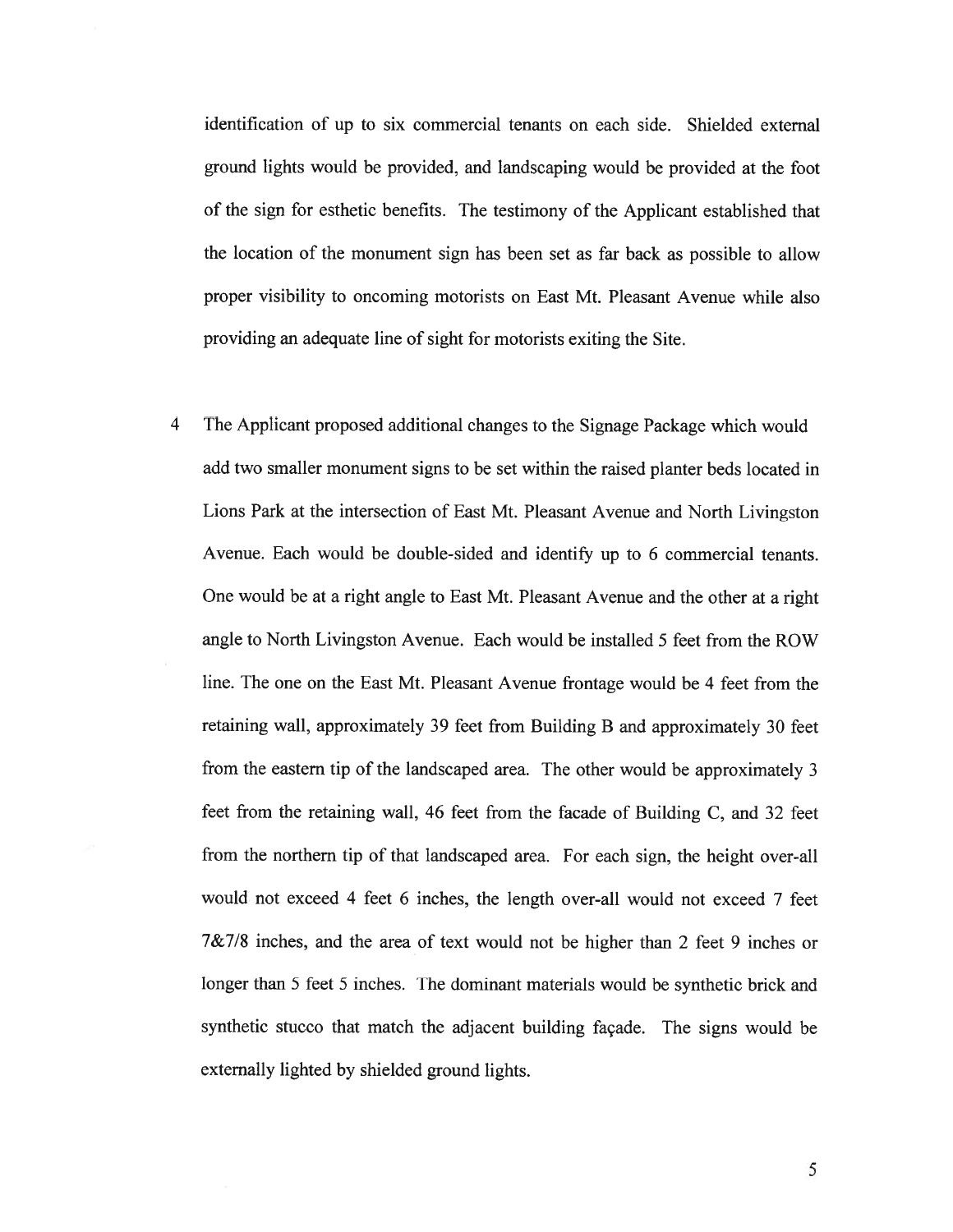identification of up to six commercial tenants on each side. Shielded external ground lights would be provided, and landscaping would be provided at the foot of the sign for esthetic benefits. The testimony of the Applicant established that the location of the monument sign has been set as far back as possible to allow proper visibility to oncoming motorists on East Mt. Pleasant Avenue while also providing an adequate line of sight for motorists exiting the Site.

4 The Applicant proposed additional changes to the Signage Package which would add two smaller monument signs to be set within the raised planter beds located in Lions Park at the intersection of East Mt. Pleasant Avenue and North Livingston Avenue. Each would be double-sided and identify up to 6 commercial tenants. One would be at a right angle to East Mt. Pleasant Avenue and the other at a right angle to North Livingston Avenue. Each would be installed 5 feet from the ROW line. The one on the East Mt. Pleasant Avenue frontage would be 4 feet from the retaining wall, approximately 39 feet from Building B and approximately 30 feet from the eastern tip of the landscaped area. The other would be approximately 3 feet from the retaining wall, 46 feet from the facade of Building C, and 32 feet from the northern tip of that landscaped area. For each sign, the height over-all would not exceed 4 feet 6 inches, the length over-all would not exceed 7 feet 7&7/8 inches, and the area of text would not be higher than 2 feet 9 inches or longer than 5 feet 5 inches. The dominant materials would be synthetic brick and synthetic stucco that match the adjacent building façade. The signs would be externally lighted by shielded ground lights.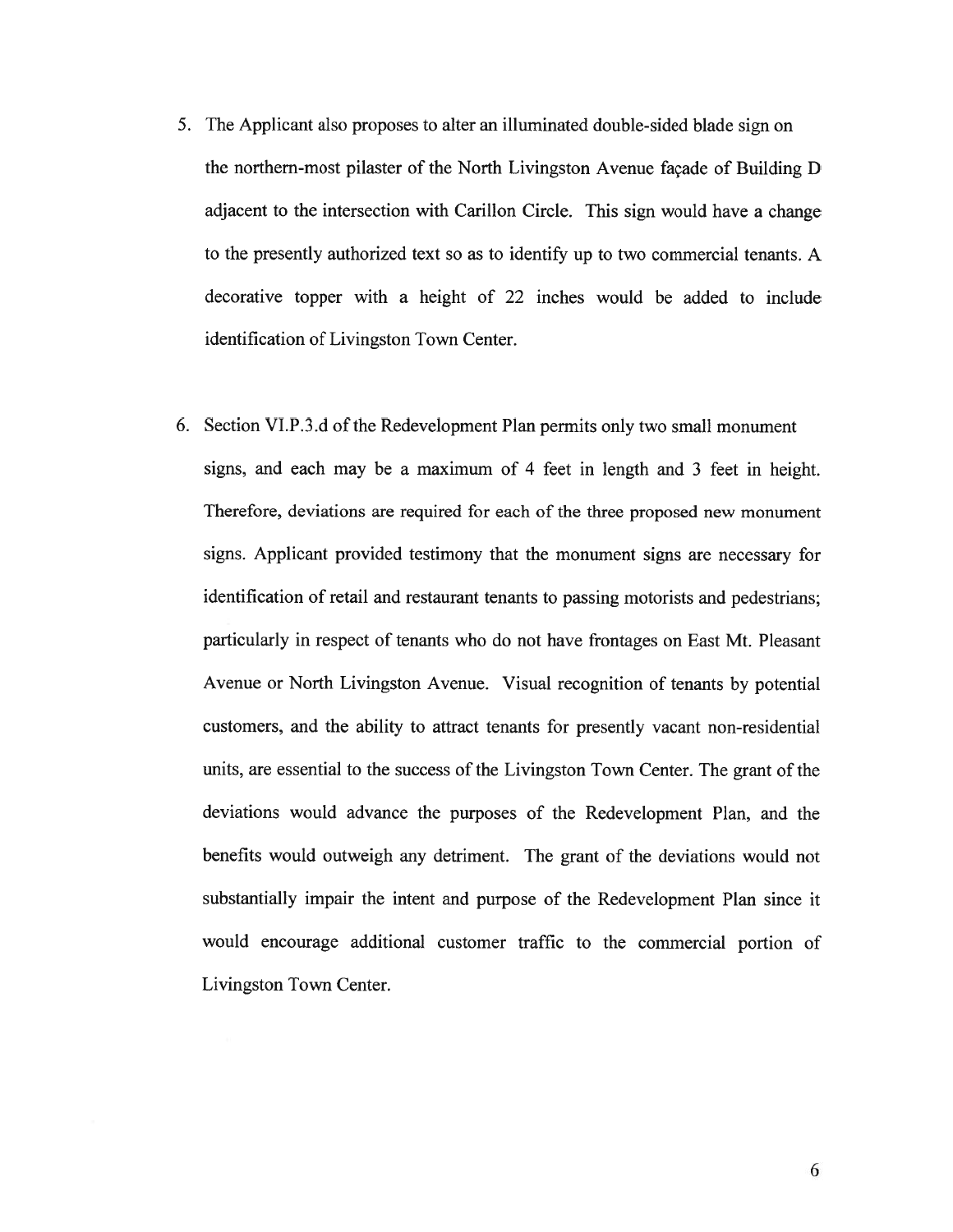5. The Applicant also proposes to alter an illuminated double-sided blade sign on the northern-most pilaster of the North Livingston Avenue façade of Building D adjacent to the intersection with Carillon Circle. This sign would have a change to the presently authorized text so as to identify up to two commercial tenants. A decorative topper with a height of 22 inches would be added to include identification of Livingston Town Center.

6. Section VI.P.3.d of the Redevelopment Plan permits only two small monument signs, and each may be a maximum of 4 feet in length and 3 feet in height. Therefore, deviations are required for each of the three proposed new monument signs. Applicant provided testimony that the monument signs are necessary for identification of retail and restaurant tenants to passing motorists and pedestrians; particularly in respect of tenants who do not have frontages on East Mt. Pleasant Avenue or North Livingston Avenue. Visual recognition of tenants by potential customers, and the ability to attract tenants for presently vacant non-residential units, are essential to the success of the Livingston Town Center. The grant of the deviations would advance the purposes of the Redevelopment Plan, and the benefits would outweigh any detriment. The grant of the deviations would not substantially impair the intent and purpose of the Redevelopment Plan since it would encourage additional customer traffic to the commercial portion of Livingston Town Center.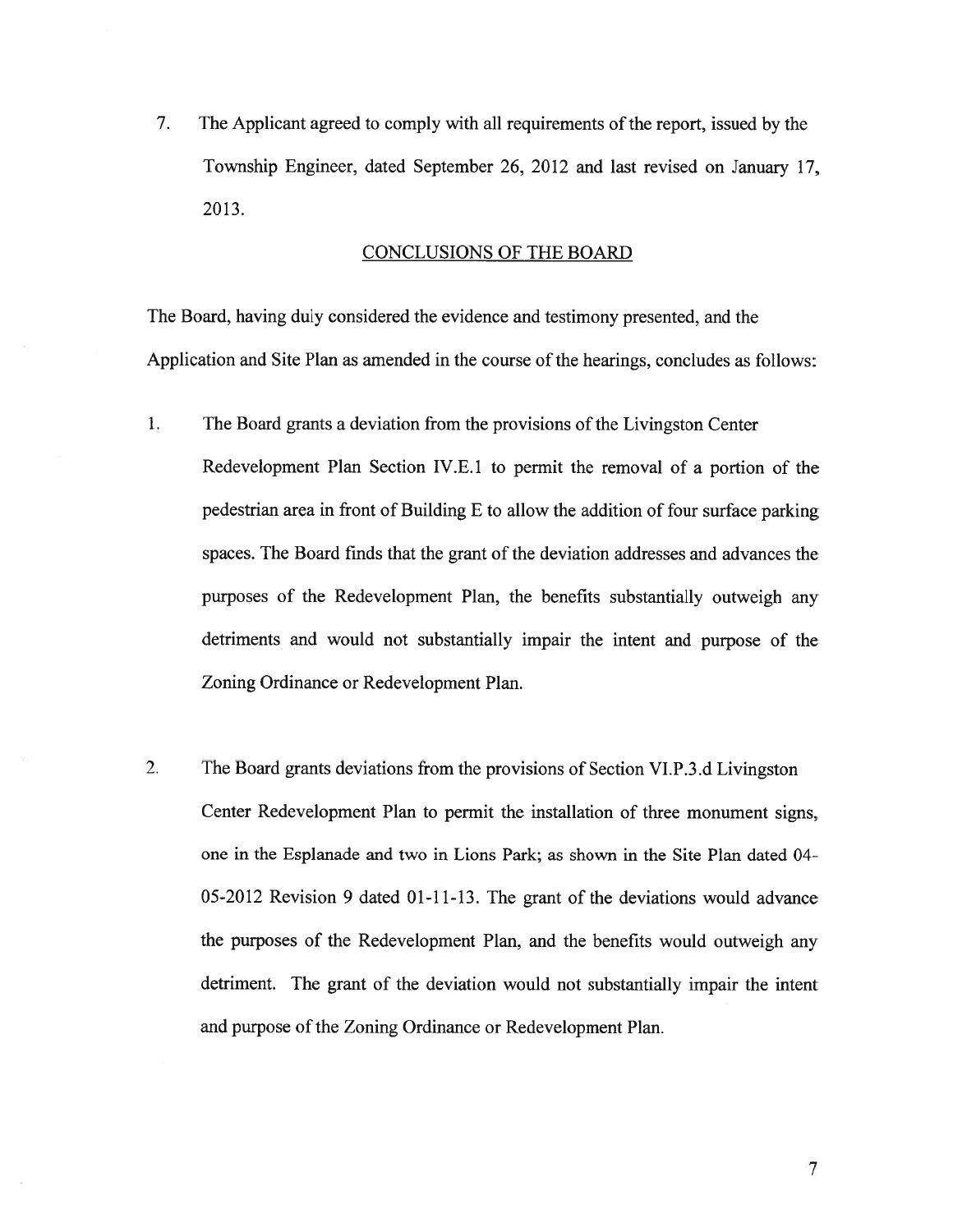7. The Applicant agreed to comply with all requirements of the report, issued by the Township Engineer, dated September 26, 2012 and last revised on January 17, 2013.

## CONCLUSIONS OF THE BOARD

The Board, having duly considered the evidence and testimony presented, and the Application and Site Plan as amended in the course of the hearings, concludes as follows:

1. The Board grants a deviation from the provisions of the Livingston Center Redevelopment Plan Section IV.E.1 to permit the removal of a portion of the pedestrian area in front of Building E to allow the addition of four surface parking spaces. The Board finds that the grant of the deviation addresses and advances the purposes of the Redevelopment Plan, the benefits substantially outweigh any detriments and would not substantially impair the intent and purpose of the Zoning Ordinance or Redevelopment Plan.

2. The Board grants deviations from the provisions of Section VI.P.3.d Livingston Center Redevelopment Plan to permit the installation of three monument signs, one in the Esplanade and two in Lions Park; as shown in the Site Plan dated 04-05-2012 Revision 9 dated 01-11-13. The grant of the deviations would advance the purposes of the Redevelopment Plan, and the benefits would outweigh any detriment. The grant of the deviation would not substantially impair the intent and purpose of the Zoning Ordinance or Redevelopment Plan.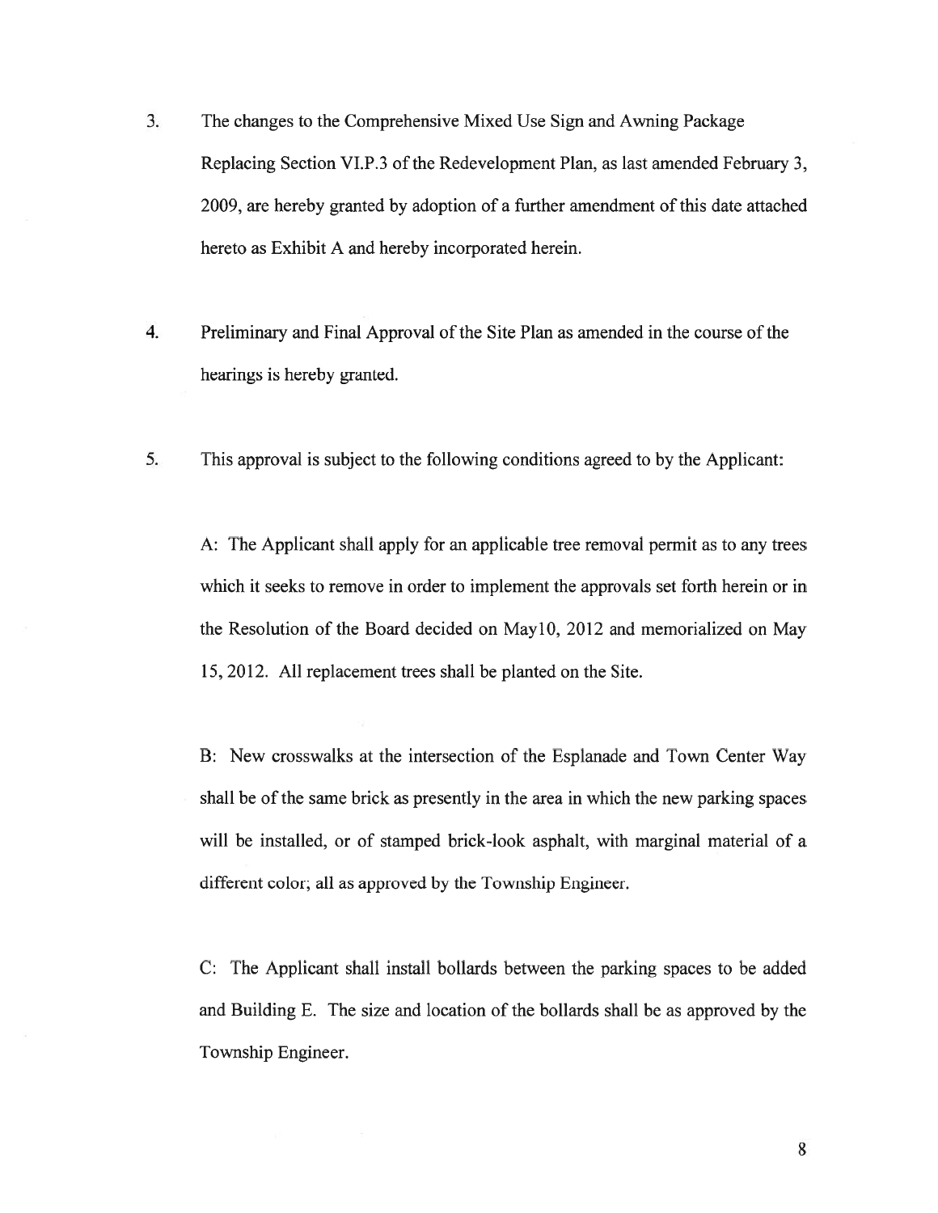3. The changes to the Comprehensive Mixed Use Sign and Awning Package Replacing Section VI.P.3 of the Redevelopment Plan, as last amended February 3, 2009, are hereby granted by adoption of a further amendment of this date attached hereto as Exhibit A and hereby incorporated herein.

4. Preliminary and Final Approval of the Site Plan as amended in the course of the hearings is hereby granted.

5. This approval is subject to the following conditions agreed to by the Applicant:

   A: The Applicant shall apply for an applicable tree removal permit as to any trees which it seeks to remove in order to implement the approvals set forth herein or in the Resolution of the Board decided on May10, 2012 and memorialized on May 15, 2012. All replacement trees shall be planted on the Site.

   B: New crosswalks at the intersection of the Esplanade and Town Center Way shall be of the same brick as presently in the area in which the new parking spaces will be installed, or of stamped brick-look asphalt, with marginal material of a different color; all as approved by the Township Engineer.

   C: The Applicant shall install bollards between the parking spaces to be added and Building E. The size and location of the bollards shall be as approved by the Township Engineer.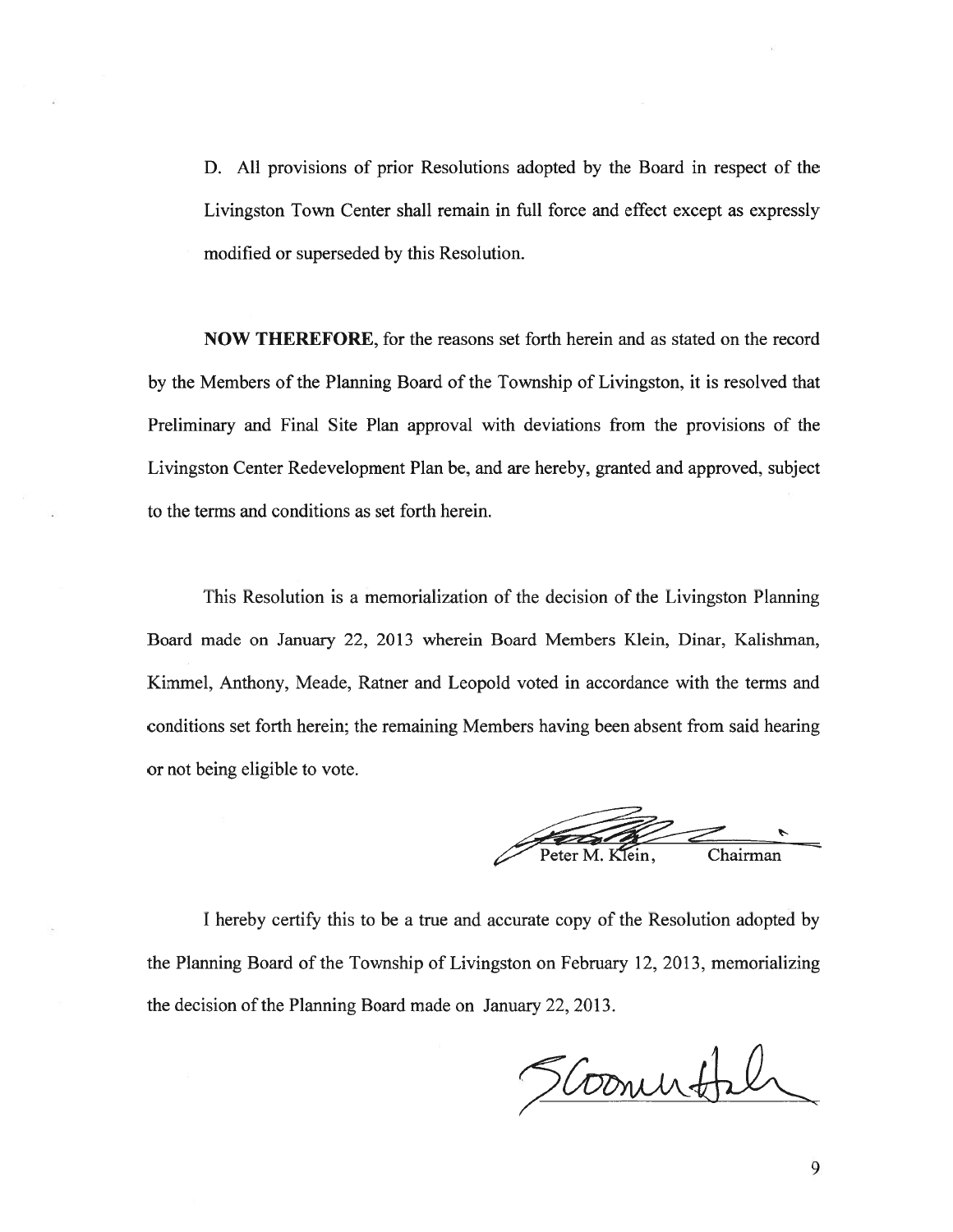D. All provisions of prior Resolutions adopted by the Board in respect of the Livingston Town Center shall remain in full force and effect except as expressly modified or superseded by this Resolution.

**NOW THEREFORE**, for the reasons set forth herein and as stated on the record by the Members of the Planning Board of the Township of Livingston, it is resolved that Preliminary and Final Site Plan approval with deviations from the provisions of the Livingston Center Redevelopment Plan be, and are hereby, granted and approved, subject to the terms and conditions as set forth herein.

This Resolution is a memorialization of the decision of the Livingston Planning Board made on January 22, 2013 wherein Board Members Klein, Dinar, Kalishman, Kimmel, Anthony, Meade, Ratner and Leopold voted in accordance with the terms and conditions set forth herein; the remaining Members having been absent from said hearing or not being eligible to vote.

Peter M. Klein, Chairman

I hereby certify this to be a true and accurate copy of the Resolution adopted by the Planning Board of the Township of Livingston on February 12, 2013, memorializing the decision of the Planning Board made on January 22, 2013.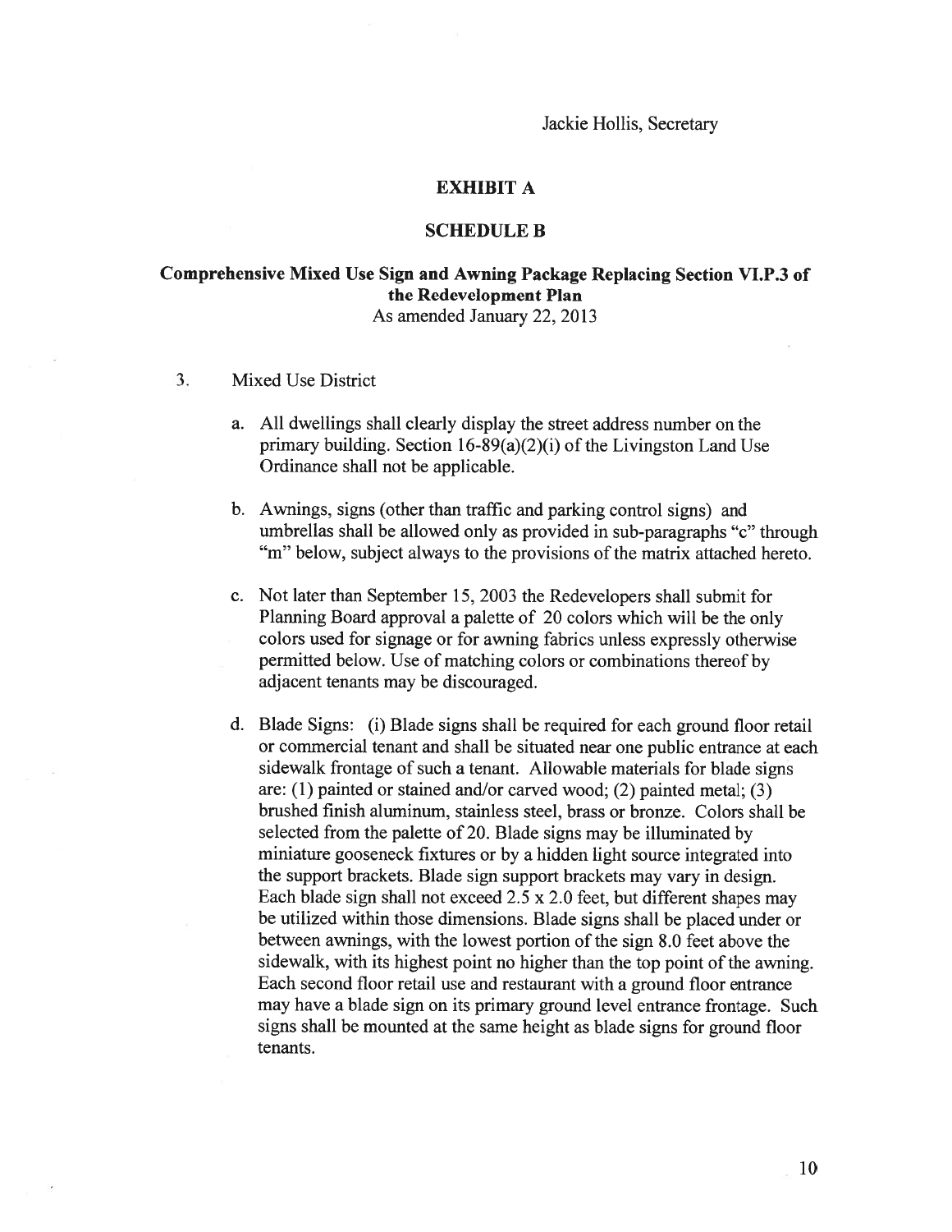Jackie Hollis, Secretary

## EXHIBIT A

## SCHEDULE B

### Comprehensive Mixed Use Sign and Awning Package Replacing Section VI.P.3 of the Redevelopment Plan

As amended January 22, 2013

3. Mixed Use District

   a. All dwellings shall clearly display the street address number on the primary building. Section 16-89(a)(2)(i) of the Livingston Land Use Ordinance shall not be applicable.

   b. Awnings, signs (other than traffic and parking control signs) and umbrellas shall be allowed only as provided in sub-paragraphs "c" through "m" below, subject always to the provisions of the matrix attached hereto.

   c. Not later than September 15, 2003 the Redevelopers shall submit for Planning Board approval a palette of 20 colors which will be the only colors used for signage or for awning fabrics unless expressly otherwise permitted below. Use of matching colors or combinations thereof by adjacent tenants may be discouraged.

   d. Blade Signs: (i) Blade signs shall be required for each ground floor retail or commercial tenant and shall be situated near one public entrance at each sidewalk frontage of such a tenant. Allowable materials for blade signs are: (1) painted or stained and/or carved wood; (2) painted metal; (3) brushed finish aluminum, stainless steel, brass or bronze. Colors shall be selected from the palette of 20. Blade signs may be illuminated by miniature gooseneck fixtures or by a hidden light source integrated into the support brackets. Blade sign support brackets may vary in design. Each blade sign shall not exceed 2.5 x 2.0 feet, but different shapes may be utilized within those dimensions. Blade signs shall be placed under or between awnings, with the lowest portion of the sign 8.0 feet above the sidewalk, with its highest point no higher than the top point of the awning. Each second floor retail use and restaurant with a ground floor entrance may have a blade sign on its primary ground level entrance frontage. Such signs shall be mounted at the same height as blade signs for ground floor tenants.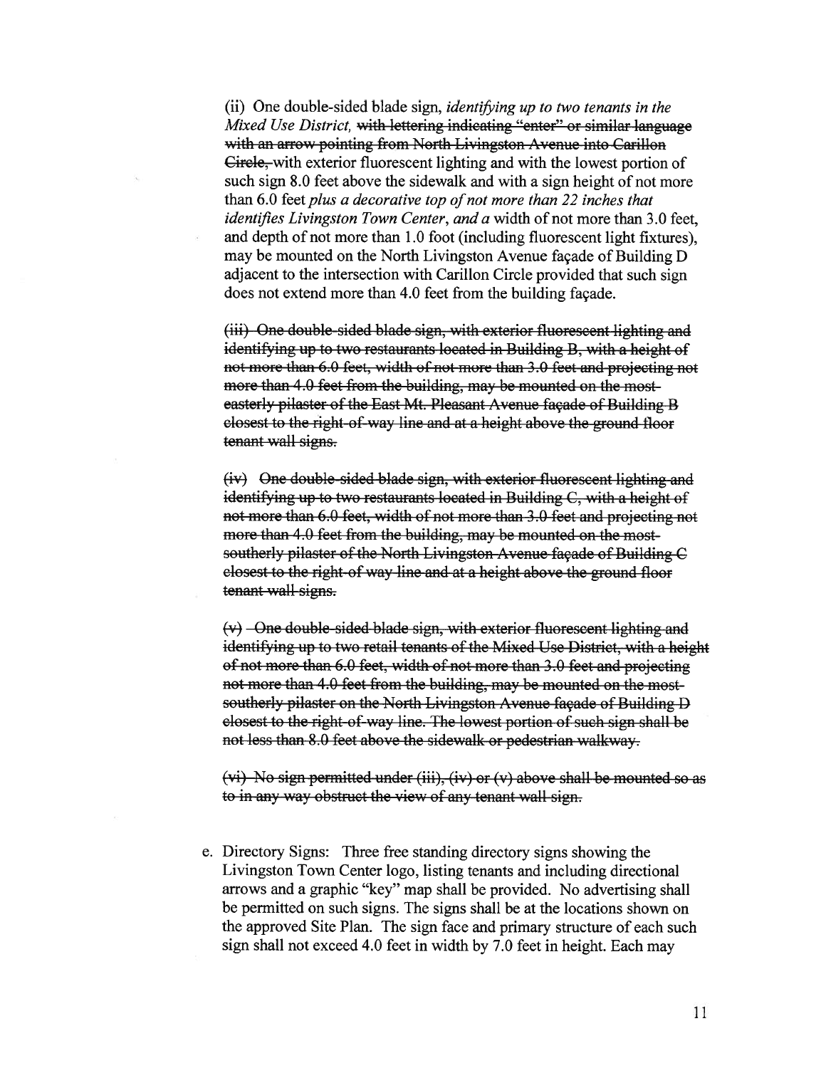(ii) One double-sided blade sign, *identifying up to two tenants in the Mixed Use District,* ~~with lettering indicating "enter" or similar language with an arrow pointing from North Livingston Avenue into Carillon Circle,~~ with exterior fluorescent lighting and with the lowest portion of such sign 8.0 feet above the sidewalk and with a sign height of not more than 6.0 feet *plus a decorative top of not more than 22 inches that identifies Livingston Town Center, and a* width of not more than 3.0 feet, and depth of not more than 1.0 foot (including fluorescent light fixtures), may be mounted on the North Livingston Avenue façade of Building D adjacent to the intersection with Carillon Circle provided that such sign does not extend more than 4.0 feet from the building façade.

~~(iii) One double-sided blade sign, with exterior fluorescent lighting and identifying up to two restaurants located in Building B, with a height of not more than 6.0 feet, width of not more than 3.0 feet and projecting not more than 4.0 feet from the building, may be mounted on the most-easterly pilaster of the East Mt. Pleasant Avenue façade of Building B closest to the right-of-way line and at a height above the ground floor tenant wall signs.~~

~~(iv) One double-sided blade sign, with exterior fluorescent lighting and identifying up to two restaurants located in Building C, with a height of not more than 6.0 feet, width of not more than 3.0 feet and projecting not more than 4.0 feet from the building, may be mounted on the most-southerly pilaster of the North Livingston Avenue façade of Building C closest to the right-of-way line and at a height above the ground floor tenant wall signs.~~

~~(v) One double-sided blade sign, with exterior fluorescent lighting and identifying up to two retail tenants of the Mixed Use District, with a height of not more than 6.0 feet, width of not more than 3.0 feet and projecting not more than 4.0 feet from the building, may be mounted on the most-southerly pilaster on the North Livingston Avenue façade of Building D closest to the right-of-way line. The lowest portion of such sign shall be not less than 8.0 feet above the sidewalk or pedestrian walkway.~~

~~(vi) No sign permitted under (iii), (iv) or (v) above shall be mounted so as to in any way obstruct the view of any tenant wall sign.~~

e. Directory Signs: Three free standing directory signs showing the Livingston Town Center logo, listing tenants and including directional arrows and a graphic "key" map shall be provided. No advertising shall be permitted on such signs. The signs shall be at the locations shown on the approved Site Plan. The sign face and primary structure of each such sign shall not exceed 4.0 feet in width by 7.0 feet in height. Each may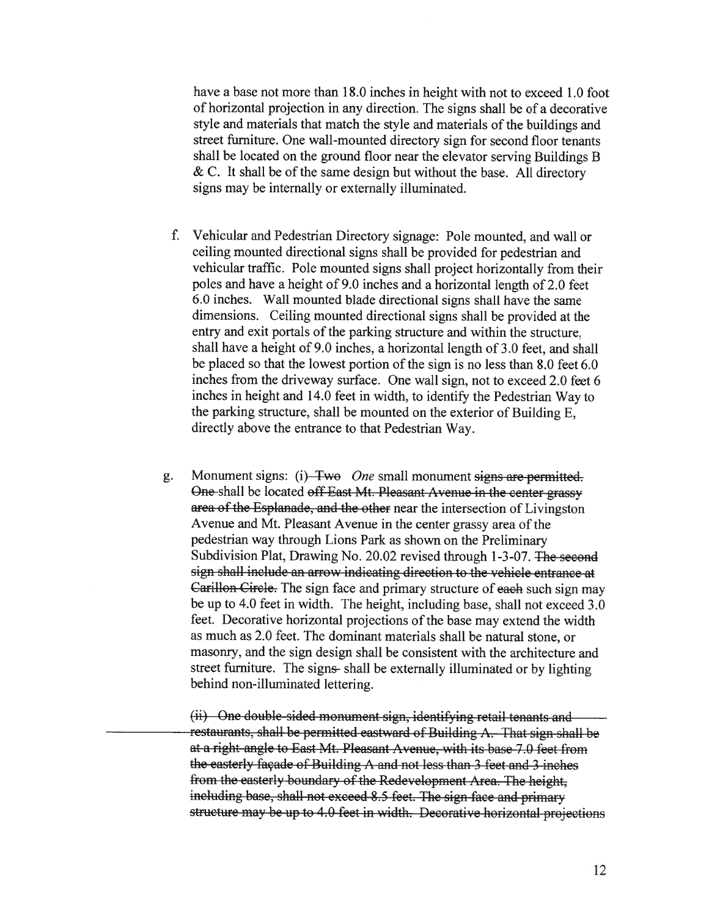have a base not more than 18.0 inches in height with not to exceed 1.0 foot of horizontal projection in any direction. The signs shall be of a decorative style and materials that match the style and materials of the buildings and street furniture. One wall-mounted directory sign for second floor tenants shall be located on the ground floor near the elevator serving Buildings B & C. It shall be of the same design but without the base. All directory signs may be internally or externally illuminated.

f. Vehicular and Pedestrian Directory signage: Pole mounted, and wall or ceiling mounted directional signs shall be provided for pedestrian and vehicular traffic. Pole mounted signs shall project horizontally from their poles and have a height of 9.0 inches and a horizontal length of 2.0 feet 6.0 inches. Wall mounted blade directional signs shall have the same dimensions. Ceiling mounted directional signs shall be provided at the entry and exit portals of the parking structure and within the structure, shall have a height of 9.0 inches, a horizontal length of 3.0 feet, and shall be placed so that the lowest portion of the sign is no less than 8.0 feet 6.0 inches from the driveway surface. One wall sign, not to exceed 2.0 feet 6 inches in height and 14.0 feet in width, to identify the Pedestrian Way to the parking structure, shall be mounted on the exterior of Building E, directly above the entrance to that Pedestrian Way.

g. Monument signs: (i) ~~Two~~ *One* small monument ~~signs are permitted. One~~ shall be located ~~off East Mt. Pleasant Avenue in the center grassy area of the Esplanade, and the other~~ near the intersection of Livingston Avenue and Mt. Pleasant Avenue in the center grassy area of the pedestrian way through Lions Park as shown on the Preliminary Subdivision Plat, Drawing No. 20.02 revised through 1-3-07. ~~The second sign shall include an arrow indicating direction to the vehicle entrance at Carillon Circle.~~ The sign face and primary structure of ~~each~~ such sign may be up to 4.0 feet in width. The height, including base, shall not exceed 3.0 feet. Decorative horizontal projections of the base may extend the width as much as 2.0 feet. The dominant materials shall be natural stone, or masonry, and the sign design shall be consistent with the architecture and street furniture. The sign~~s~~ shall be externally illuminated or by lighting behind non-illuminated lettering.

~~(ii) One double-sided monument sign, identifying retail tenants and restaurants, shall be permitted eastward of Building A. That sign shall be at a right angle to East Mt. Pleasant Avenue, with its base 7.0 feet from the easterly façade of Building A and not less than 3 feet and 3 inches from the easterly boundary of the Redevelopment Area. The height, including base, shall not exceed 8.5 feet. The sign face and primary structure may be up to 4.0 feet in width. Decorative horizontal projections~~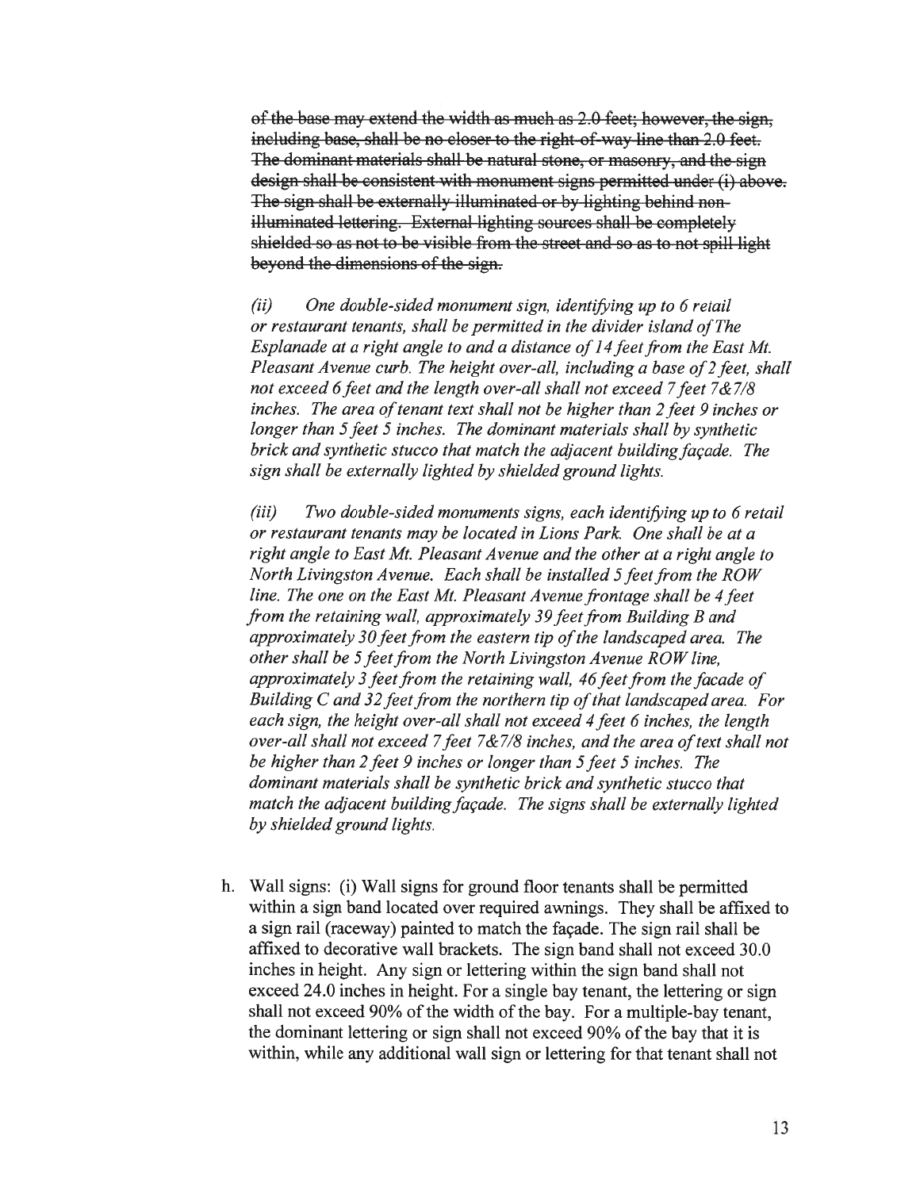~~of the base may extend the width as much as 2.0 feet; however, the sign, including base, shall be no closer to the right-of-way line than 2.0 feet. The dominant materials shall be natural stone, or masonry, and the sign design shall be consistent with monument signs permitted under (i) above. The sign shall be externally illuminated or by lighting behind non-illuminated lettering. External lighting sources shall be completely shielded so as not to be visible from the street and so as to not spill light beyond the dimensions of the sign.~~

*(ii) One double-sided monument sign, identifying up to 6 retail or restaurant tenants, shall be permitted in the divider island of The Esplanade at a right angle to and a distance of 14 feet from the East Mt. Pleasant Avenue curb. The height over-all, including a base of 2 feet, shall not exceed 6 feet and the length over-all shall not exceed 7 feet 7&7/8 inches. The area of tenant text shall not be higher than 2 feet 9 inches or longer than 5 feet 5 inches. The dominant materials shall by synthetic brick and synthetic stucco that match the adjacent building façade. The sign shall be externally lighted by shielded ground lights.*

*(iii) Two double-sided monuments signs, each identifying up to 6 retail or restaurant tenants may be located in Lions Park. One shall be at a right angle to East Mt. Pleasant Avenue and the other at a right angle to North Livingston Avenue. Each shall be installed 5 feet from the ROW line. The one on the East Mt. Pleasant Avenue frontage shall be 4 feet from the retaining wall, approximately 39 feet from Building B and approximately 30 feet from the eastern tip of the landscaped area. The other shall be 5 feet from the North Livingston Avenue ROW line, approximately 3 feet from the retaining wall, 46 feet from the facade of Building C and 32 feet from the northern tip of that landscaped area. For each sign, the height over-all shall not exceed 4 feet 6 inches, the length over-all shall not exceed 7 feet 7&7/8 inches, and the area of text shall not be higher than 2 feet 9 inches or longer than 5 feet 5 inches. The dominant materials shall be synthetic brick and synthetic stucco that match the adjacent building façade. The signs shall be externally lighted by shielded ground lights.*

h. Wall signs: (i) Wall signs for ground floor tenants shall be permitted within a sign band located over required awnings. They shall be affixed to a sign rail (raceway) painted to match the façade. The sign rail shall be affixed to decorative wall brackets. The sign band shall not exceed 30.0 inches in height. Any sign or lettering within the sign band shall not exceed 24.0 inches in height. For a single bay tenant, the lettering or sign shall not exceed 90% of the width of the bay. For a multiple-bay tenant, the dominant lettering or sign shall not exceed 90% of the bay that it is within, while any additional wall sign or lettering for that tenant shall not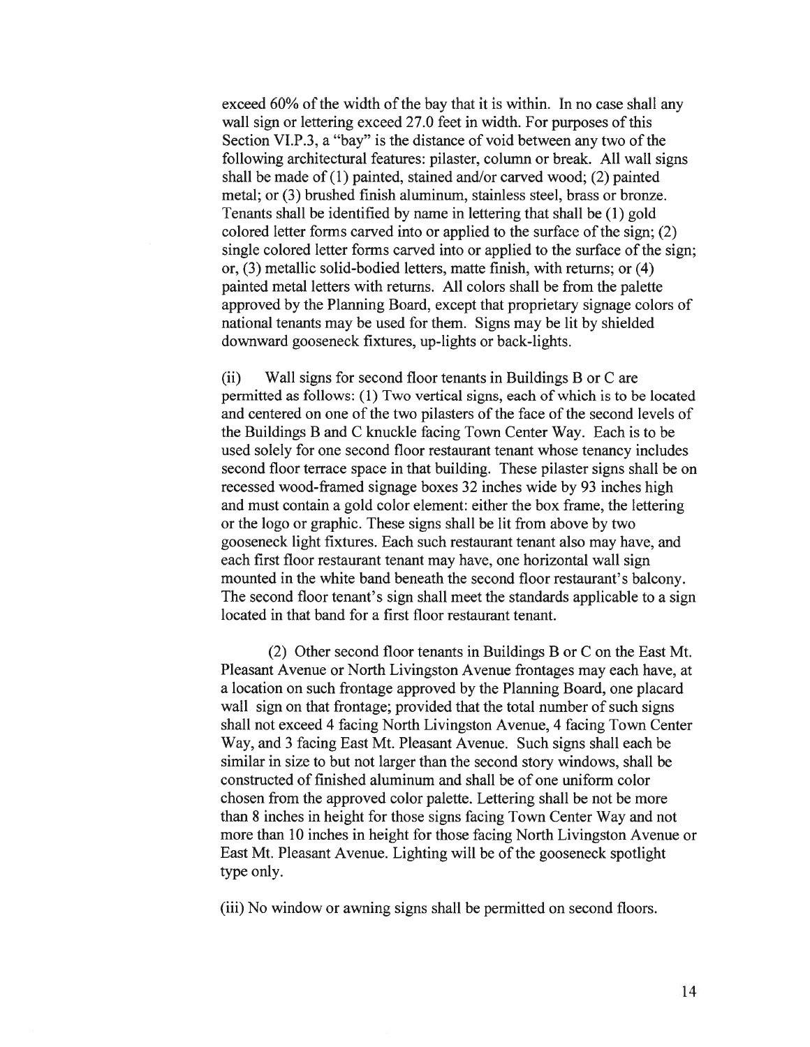exceed 60% of the width of the bay that it is within. In no case shall any wall sign or lettering exceed 27.0 feet in width. For purposes of this Section VI.P.3, a "bay" is the distance of void between any two of the following architectural features: pilaster, column or break. All wall signs shall be made of (1) painted, stained and/or carved wood; (2) painted metal; or (3) brushed finish aluminum, stainless steel, brass or bronze. Tenants shall be identified by name in lettering that shall be (1) gold colored letter forms carved into or applied to the surface of the sign; (2) single colored letter forms carved into or applied to the surface of the sign; or, (3) metallic solid-bodied letters, matte finish, with returns; or (4) painted metal letters with returns. All colors shall be from the palette approved by the Planning Board, except that proprietary signage colors of national tenants may be used for them. Signs may be lit by shielded downward gooseneck fixtures, up-lights or back-lights.

(ii) Wall signs for second floor tenants in Buildings B or C are permitted as follows: (1) Two vertical signs, each of which is to be located and centered on one of the two pilasters of the face of the second levels of the Buildings B and C knuckle facing Town Center Way. Each is to be used solely for one second floor restaurant tenant whose tenancy includes second floor terrace space in that building. These pilaster signs shall be on recessed wood-framed signage boxes 32 inches wide by 93 inches high and must contain a gold color element: either the box frame, the lettering or the logo or graphic. These signs shall be lit from above by two gooseneck light fixtures. Each such restaurant tenant also may have, and each first floor restaurant tenant may have, one horizontal wall sign mounted in the white band beneath the second floor restaurant's balcony. The second floor tenant's sign shall meet the standards applicable to a sign located in that band for a first floor restaurant tenant.

(2) Other second floor tenants in Buildings B or C on the East Mt. Pleasant Avenue or North Livingston Avenue frontages may each have, at a location on such frontage approved by the Planning Board, one placard wall sign on that frontage; provided that the total number of such signs shall not exceed 4 facing North Livingston Avenue, 4 facing Town Center Way, and 3 facing East Mt. Pleasant Avenue. Such signs shall each be similar in size to but not larger than the second story windows, shall be constructed of finished aluminum and shall be of one uniform color chosen from the approved color palette. Lettering shall be not be more than 8 inches in height for those signs facing Town Center Way and not more than 10 inches in height for those facing North Livingston Avenue or East Mt. Pleasant Avenue. Lighting will be of the gooseneck spotlight type only.

(iii) No window or awning signs shall be permitted on second floors.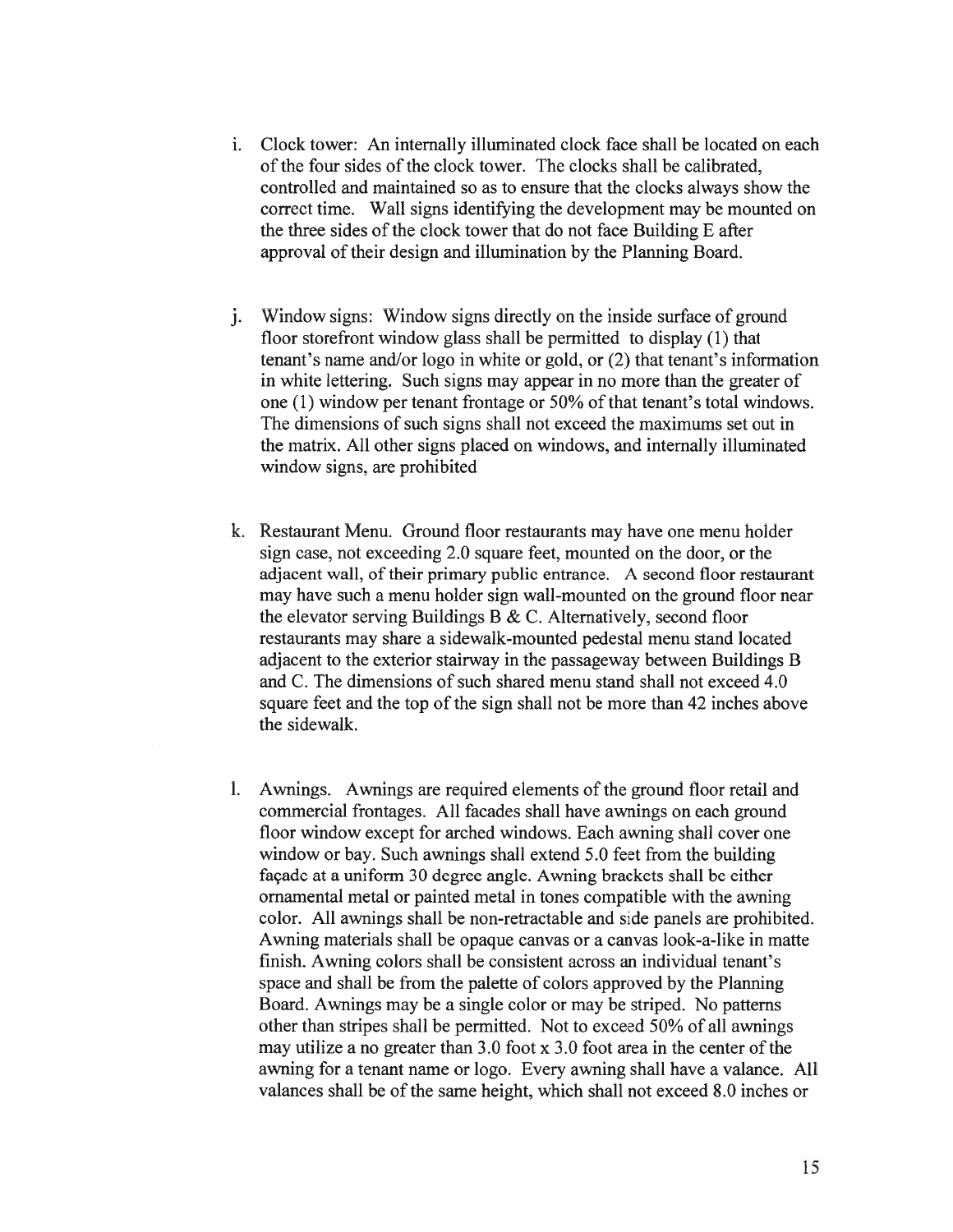i. Clock tower: An internally illuminated clock face shall be located on each of the four sides of the clock tower. The clocks shall be calibrated, controlled and maintained so as to ensure that the clocks always show the correct time. Wall signs identifying the development may be mounted on the three sides of the clock tower that do not face Building E after approval of their design and illumination by the Planning Board.

j. Window signs: Window signs directly on the inside surface of ground floor storefront window glass shall be permitted to display (1) that tenant's name and/or logo in white or gold, or (2) that tenant's information in white lettering. Such signs may appear in no more than the greater of one (1) window per tenant frontage or 50% of that tenant's total windows. The dimensions of such signs shall not exceed the maximums set out in the matrix. All other signs placed on windows, and internally illuminated window signs, are prohibited

k. Restaurant Menu. Ground floor restaurants may have one menu holder sign case, not exceeding 2.0 square feet, mounted on the door, or the adjacent wall, of their primary public entrance. A second floor restaurant may have such a menu holder sign wall-mounted on the ground floor near the elevator serving Buildings B & C. Alternatively, second floor restaurants may share a sidewalk-mounted pedestal menu stand located adjacent to the exterior stairway in the passageway between Buildings B and C. The dimensions of such shared menu stand shall not exceed 4.0 square feet and the top of the sign shall not be more than 42 inches above the sidewalk.

l. Awnings. Awnings are required elements of the ground floor retail and commercial frontages. All facades shall have awnings on each ground floor window except for arched windows. Each awning shall cover one window or bay. Such awnings shall extend 5.0 feet from the building façade at a uniform 30 degree angle. Awning brackets shall be either ornamental metal or painted metal in tones compatible with the awning color. All awnings shall be non-retractable and side panels are prohibited. Awning materials shall be opaque canvas or a canvas look-a-like in matte finish. Awning colors shall be consistent across an individual tenant's space and shall be from the palette of colors approved by the Planning Board. Awnings may be a single color or may be striped. No patterns other than stripes shall be permitted. Not to exceed 50% of all awnings may utilize a no greater than 3.0 foot x 3.0 foot area in the center of the awning for a tenant name or logo. Every awning shall have a valance. All valances shall be of the same height, which shall not exceed 8.0 inches or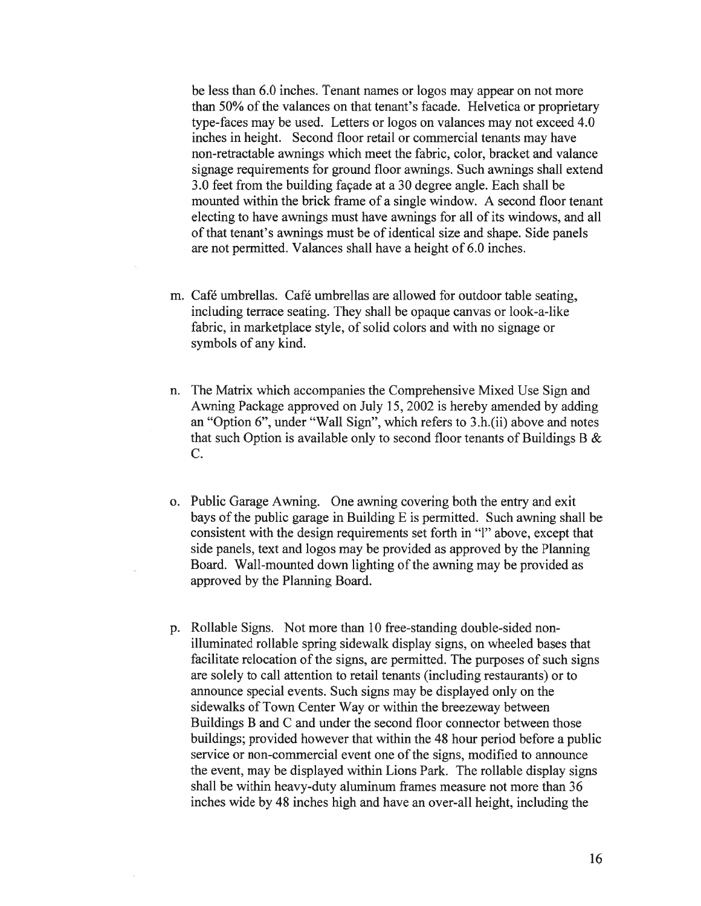be less than 6.0 inches. Tenant names or logos may appear on not more than 50% of the valances on that tenant's facade. Helvetica or proprietary type-faces may be used. Letters or logos on valances may not exceed 4.0 inches in height. Second floor retail or commercial tenants may have non-retractable awnings which meet the fabric, color, bracket and valance signage requirements for ground floor awnings. Such awnings shall extend 3.0 feet from the building façade at a 30 degree angle. Each shall be mounted within the brick frame of a single window. A second floor tenant electing to have awnings must have awnings for all of its windows, and all of that tenant's awnings must be of identical size and shape. Side panels are not permitted. Valances shall have a height of 6.0 inches.

m. Café umbrellas. Café umbrellas are allowed for outdoor table seating, including terrace seating. They shall be opaque canvas or look-a-like fabric, in marketplace style, of solid colors and with no signage or symbols of any kind.

n. The Matrix which accompanies the Comprehensive Mixed Use Sign and Awning Package approved on July 15, 2002 is hereby amended by adding an "Option 6", under "Wall Sign", which refers to 3.h.(ii) above and notes that such Option is available only to second floor tenants of Buildings B & C.

o. Public Garage Awning. One awning covering both the entry and exit bays of the public garage in Building E is permitted. Such awning shall be consistent with the design requirements set forth in "l" above, except that side panels, text and logos may be provided as approved by the Planning Board. Wall-mounted down lighting of the awning may be provided as approved by the Planning Board.

p. Rollable Signs. Not more than 10 free-standing double-sided non-illuminated rollable spring sidewalk display signs, on wheeled bases that facilitate relocation of the signs, are permitted. The purposes of such signs are solely to call attention to retail tenants (including restaurants) or to announce special events. Such signs may be displayed only on the sidewalks of Town Center Way or within the breezeway between Buildings B and C and under the second floor connector between those buildings; provided however that within the 48 hour period before a public service or non-commercial event one of the signs, modified to announce the event, may be displayed within Lions Park. The rollable display signs shall be within heavy-duty aluminum frames measure not more than 36 inches wide by 48 inches high and have an over-all height, including the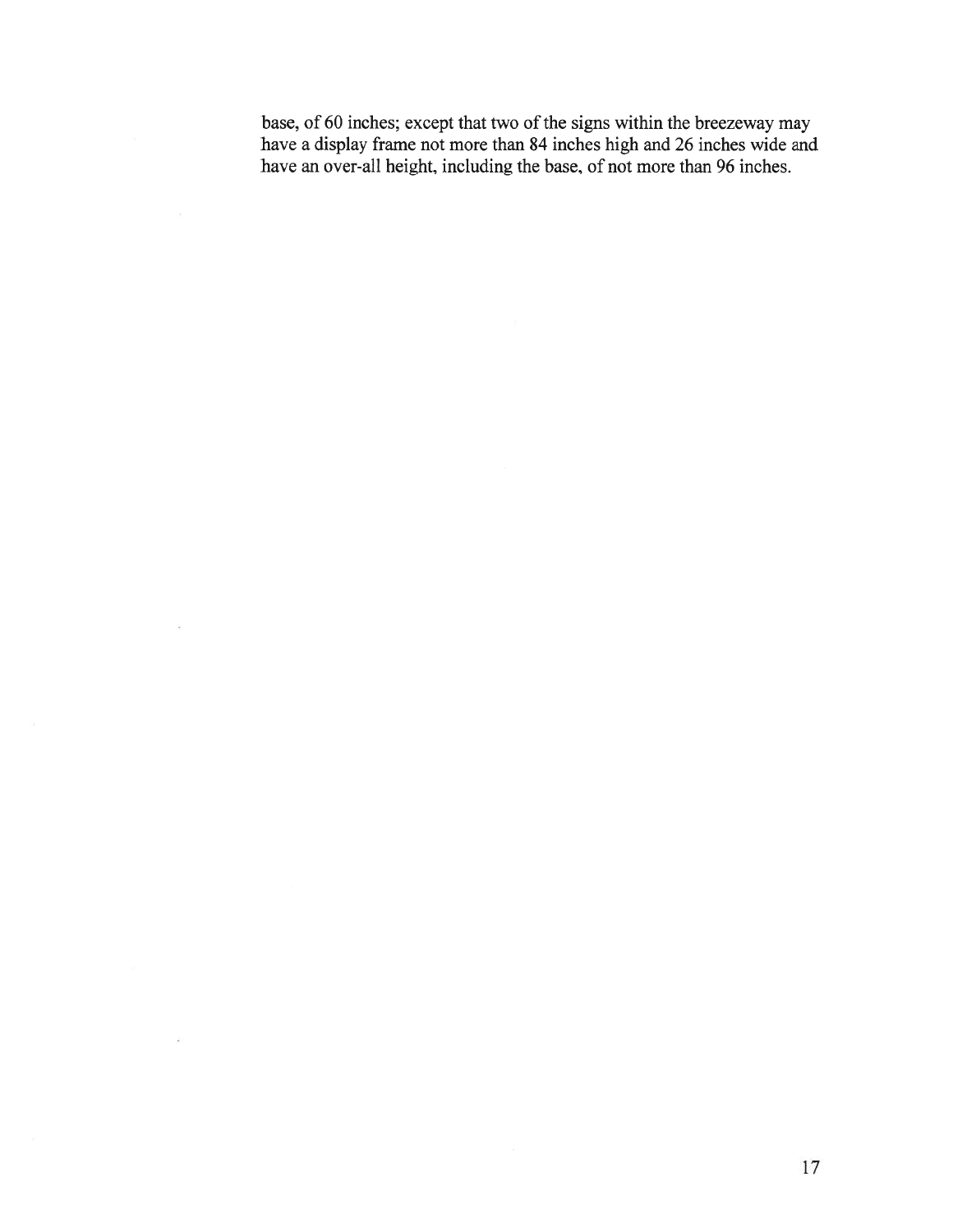base, of 60 inches; except that two of the signs within the breezeway may have a display frame not more than 84 inches high and 26 inches wide and have an over-all height, including the base, of not more than 96 inches.